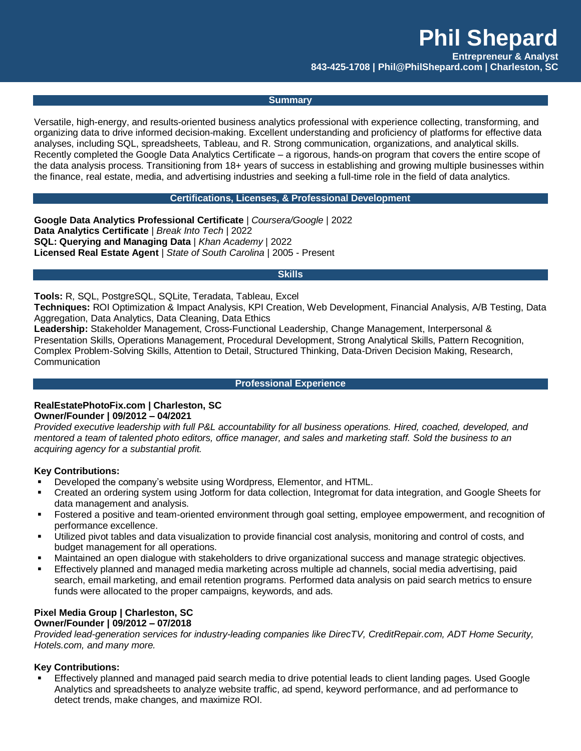# Phil Shepard

**Entrepreneur & Analyst**
**843-425-1708 | Phil@PhilShepard.com | Charleston, SC**

## Summary

Versatile, high-energy, and results-oriented business analytics professional with experience collecting, transforming, and organizing data to drive informed decision-making. Excellent understanding and proficiency of platforms for effective data analyses, including SQL, spreadsheets, Tableau, and R. Strong communication, organizations, and analytical skills. Recently completed the Google Data Analytics Certificate – a rigorous, hands-on program that covers the entire scope of the data analysis process. Transitioning from 18+ years of success in establishing and growing multiple businesses within the finance, real estate, media, and advertising industries and seeking a full-time role in the field of data analytics.

## Certifications, Licenses, & Professional Development

**Google Data Analytics Professional Certificate** | *Coursera/Google* | 2022
**Data Analytics Certificate** | *Break Into Tech* | 2022
**SQL: Querying and Managing Data** | *Khan Academy* | 2022
**Licensed Real Estate Agent** | *State of South Carolina* | 2005 - Present

## Skills

**Tools:** R, SQL, PostgreSQL, SQLite, Teradata, Tableau, Excel
**Techniques:** ROI Optimization & Impact Analysis, KPI Creation, Web Development, Financial Analysis, A/B Testing, Data Aggregation, Data Analytics, Data Cleaning, Data Ethics
**Leadership:** Stakeholder Management, Cross-Functional Leadership, Change Management, Interpersonal & Presentation Skills, Operations Management, Procedural Development, Strong Analytical Skills, Pattern Recognition, Complex Problem-Solving Skills, Attention to Detail, Structured Thinking, Data-Driven Decision Making, Research, Communication

## Professional Experience

**RealEstatePhotoFix.com | Charleston, SC**
**Owner/Founder | 09/2012 – 04/2021**
*Provided executive leadership with full P&L accountability for all business operations. Hired, coached, developed, and mentored a team of talented photo editors, office manager, and sales and marketing staff. Sold the business to an acquiring agency for a substantial profit.*

**Key Contributions:**

- Developed the company's website using Wordpress, Elementor, and HTML.
- Created an ordering system using Jotform for data collection, Integromat for data integration, and Google Sheets for data management and analysis.
- Fostered a positive and team-oriented environment through goal setting, employee empowerment, and recognition of performance excellence.
- Utilized pivot tables and data visualization to provide financial cost analysis, monitoring and control of costs, and budget management for all operations.
- Maintained an open dialogue with stakeholders to drive organizational success and manage strategic objectives.
- Effectively planned and managed media marketing across multiple ad channels, social media advertising, paid search, email marketing, and email retention programs. Performed data analysis on paid search metrics to ensure funds were allocated to the proper campaigns, keywords, and ads.

**Pixel Media Group | Charleston, SC**
**Owner/Founder | 09/2012 – 07/2018**
*Provided lead-generation services for industry-leading companies like DirecTV, CreditRepair.com, ADT Home Security, Hotels.com, and many more.*

**Key Contributions:**

- Effectively planned and managed paid search media to drive potential leads to client landing pages. Used Google Analytics and spreadsheets to analyze website traffic, ad spend, keyword performance, and ad performance to detect trends, make changes, and maximize ROI.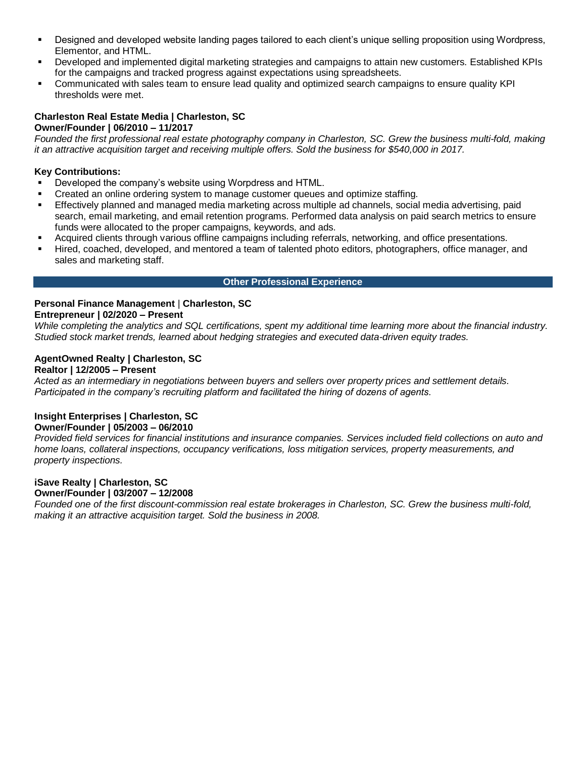- Designed and developed website landing pages tailored to each client's unique selling proposition using Wordpress, Elementor, and HTML.
- Developed and implemented digital marketing strategies and campaigns to attain new customers. Established KPIs for the campaigns and tracked progress against expectations using spreadsheets.
- Communicated with sales team to ensure lead quality and optimized search campaigns to ensure quality KPI thresholds were met.

**Charleston Real Estate Media | Charleston, SC**
**Owner/Founder | 06/2010 – 11/2017**
*Founded the first professional real estate photography company in Charleston, SC. Grew the business multi-fold, making it an attractive acquisition target and receiving multiple offers. Sold the business for $540,000 in 2017.*

**Key Contributions:**

- Developed the company's website using Worpdress and HTML.
- Created an online ordering system to manage customer queues and optimize staffing.
- Effectively planned and managed media marketing across multiple ad channels, social media advertising, paid search, email marketing, and email retention programs. Performed data analysis on paid search metrics to ensure funds were allocated to the proper campaigns, keywords, and ads.
- Acquired clients through various offline campaigns including referrals, networking, and office presentations.
- Hired, coached, developed, and mentored a team of talented photo editors, photographers, office manager, and sales and marketing staff.

## Other Professional Experience

**Personal Finance Management** | **Charleston, SC**
**Entrepreneur | 02/2020 – Present**
*While completing the analytics and SQL certifications, spent my additional time learning more about the financial industry. Studied stock market trends, learned about hedging strategies and executed data-driven equity trades.*

**AgentOwned Realty | Charleston, SC**
**Realtor | 12/2005 – Present**
*Acted as an intermediary in negotiations between buyers and sellers over property prices and settlement details. Participated in the company's recruiting platform and facilitated the hiring of dozens of agents.*

**Insight Enterprises | Charleston, SC**
**Owner/Founder | 05/2003 – 06/2010**
*Provided field services for financial institutions and insurance companies. Services included field collections on auto and home loans, collateral inspections, occupancy verifications, loss mitigation services, property measurements, and property inspections.*

**iSave Realty | Charleston, SC**
**Owner/Founder | 03/2007 – 12/2008**
*Founded one of the first discount-commission real estate brokerages in Charleston, SC. Grew the business multi-fold, making it an attractive acquisition target. Sold the business in 2008.*